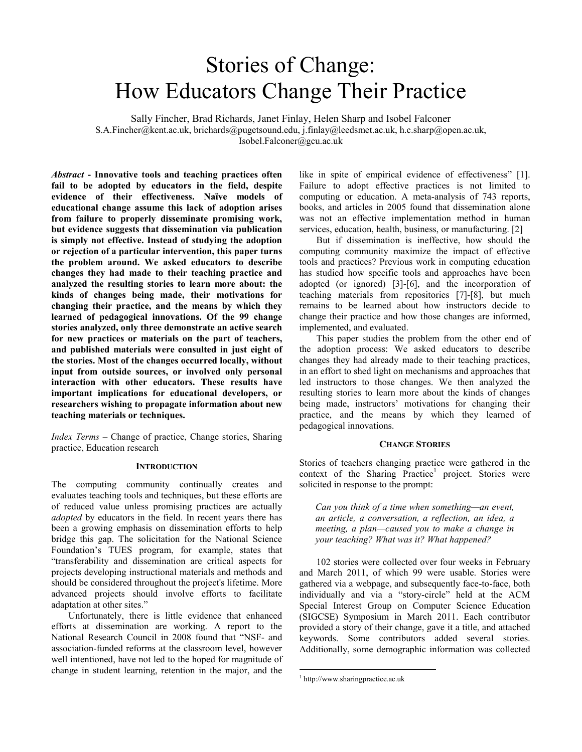# Stories of Change: How Educators Change Their Practice

Sally Fincher, Brad Richards, Janet Finlay, Helen Sharp and Isobel Falconer

S.A.Fincher@kent.ac.uk, brichards@pugetsound.edu, j.finlay@leedsmet.ac.uk, h.c.sharp@open.ac.uk, Isobel.Falconer@gcu.ac.uk

***Abstract*** **- Innovative tools and teaching practices often fail to be adopted by educators in the field, despite evidence of their effectiveness. Naïve models of educational change assume this lack of adoption arises from failure to properly disseminate promising work, but evidence suggests that dissemination via publication is simply not effective. Instead of studying the adoption or rejection of a particular intervention, this paper turns the problem around. We asked educators to describe changes they had made to their teaching practice and analyzed the resulting stories to learn more about: the kinds of changes being made, their motivations for changing their practice, and the means by which they learned of pedagogical innovations. Of the 99 change stories analyzed, only three demonstrate an active search for new practices or materials on the part of teachers, and published materials were consulted in just eight of the stories. Most of the changes occurred locally, without input from outside sources, or involved only personal interaction with other educators. These results have important implications for educational developers, or researchers wishing to propagate information about new teaching materials or techniques.**

*Index Terms* – Change of practice, Change stories, Sharing practice, Education research

## INTRODUCTION

The computing community continually creates and evaluates teaching tools and techniques, but these efforts are of reduced value unless promising practices are actually *adopted* by educators in the field. In recent years there has been a growing emphasis on dissemination efforts to help bridge this gap. The solicitation for the National Science Foundation's TUES program, for example, states that "transferability and dissemination are critical aspects for projects developing instructional materials and methods and should be considered throughout the project's lifetime. More advanced projects should involve efforts to facilitate adaptation at other sites."

Unfortunately, there is little evidence that enhanced efforts at dissemination are working. A report to the National Research Council in 2008 found that "NSF- and association-funded reforms at the classroom level, however well intentioned, have not led to the hoped for magnitude of change in student learning, retention in the major, and the like in spite of empirical evidence of effectiveness" [1]. Failure to adopt effective practices is not limited to computing or education. A meta-analysis of 743 reports, books, and articles in 2005 found that dissemination alone was not an effective implementation method in human services, education, health, business, or manufacturing. [2]

But if dissemination is ineffective, how should the computing community maximize the impact of effective tools and practices? Previous work in computing education has studied how specific tools and approaches have been adopted (or ignored) [3]-[6], and the incorporation of teaching materials from repositories [7]-[8], but much remains to be learned about how instructors decide to change their practice and how those changes are informed, implemented, and evaluated.

This paper studies the problem from the other end of the adoption process: We asked educators to describe changes they had already made to their teaching practices, in an effort to shed light on mechanisms and approaches that led instructors to those changes. We then analyzed the resulting stories to learn more about the kinds of changes being made, instructors' motivations for changing their practice, and the means by which they learned of pedagogical innovations.

## CHANGE STORIES

Stories of teachers changing practice were gathered in the context of the Sharing Practice[1] project. Stories were solicited in response to the prompt:

> *Can you think of a time when something—an event, an article, a conversation, a reflection, an idea, a meeting, a plan—caused you to make a change in your teaching? What was it? What happened?*

102 stories were collected over four weeks in February and March 2011, of which 99 were usable. Stories were gathered via a webpage, and subsequently face-to-face, both individually and via a "story-circle" held at the ACM Special Interest Group on Computer Science Education (SIGCSE) Symposium in March 2011. Each contributor provided a story of their change, gave it a title, and attached keywords. Some contributors added several stories. Additionally, some demographic information was collected

[1] http://www.sharingpractice.ac.uk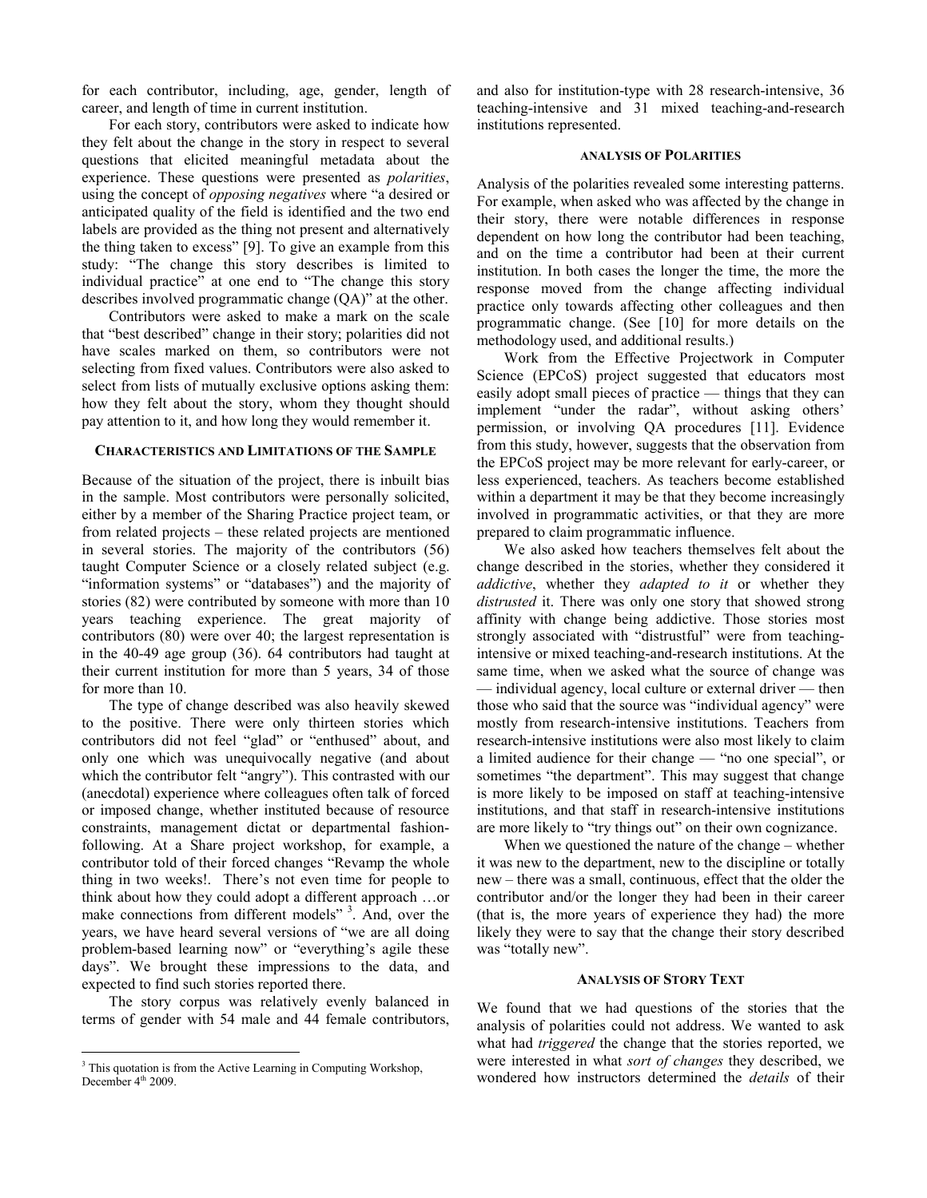for each contributor, including, age, gender, length of career, and length of time in current institution.

For each story, contributors were asked to indicate how they felt about the change in the story in respect to several questions that elicited meaningful metadata about the experience. These questions were presented as *polarities*, using the concept of *opposing negatives* where "a desired or anticipated quality of the field is identified and the two end labels are provided as the thing not present and alternatively the thing taken to excess" [9]. To give an example from this study: "The change this story describes is limited to individual practice" at one end to "The change this story describes involved programmatic change (QA)" at the other.

Contributors were asked to make a mark on the scale that "best described" change in their story; polarities did not have scales marked on them, so contributors were not selecting from fixed values. Contributors were also asked to select from lists of mutually exclusive options asking them: how they felt about the story, whom they thought should pay attention to it, and how long they would remember it.

#### CHARACTERISTICS AND LIMITATIONS OF THE SAMPLE

Because of the situation of the project, there is inbuilt bias in the sample. Most contributors were personally solicited, either by a member of the Sharing Practice project team, or from related projects – these related projects are mentioned in several stories. The majority of the contributors (56) taught Computer Science or a closely related subject (e.g. "information systems" or "databases") and the majority of stories (82) were contributed by someone with more than 10 years teaching experience. The great majority of contributors (80) were over 40; the largest representation is in the 40-49 age group (36). 64 contributors had taught at their current institution for more than 5 years, 34 of those for more than 10.

The type of change described was also heavily skewed to the positive. There were only thirteen stories which contributors did not feel "glad" or "enthused" about, and only one which was unequivocally negative (and about which the contributor felt "angry"). This contrasted with our (anecdotal) experience where colleagues often talk of forced or imposed change, whether instituted because of resource constraints, management dictat or departmental fashion-following. At a Share project workshop, for example, a contributor told of their forced changes "Revamp the whole thing in two weeks!. There's not even time for people to think about how they could adopt a different approach …or make connections from different models" [3]. And, over the years, we have heard several versions of "we are all doing problem-based learning now" or "everything's agile these days". We brought these impressions to the data, and expected to find such stories reported there.

The story corpus was relatively evenly balanced in terms of gender with 54 male and 44 female contributors, and also for institution-type with 28 research-intensive, 36 teaching-intensive and 31 mixed teaching-and-research institutions represented.

[3] This quotation is from the Active Learning in Computing Workshop, December 4th 2009.

#### ANALYSIS OF POLARITIES

Analysis of the polarities revealed some interesting patterns. For example, when asked who was affected by the change in their story, there were notable differences in response dependent on how long the contributor had been teaching, and on the time a contributor had been at their current institution. In both cases the longer the time, the more the response moved from the change affecting individual practice only towards affecting other colleagues and then programmatic change. (See [10] for more details on the methodology used, and additional results.)

Work from the Effective Projectwork in Computer Science (EPCoS) project suggested that educators most easily adopt small pieces of practice — things that they can implement "under the radar", without asking others' permission, or involving QA procedures [11]. Evidence from this study, however, suggests that the observation from the EPCoS project may be more relevant for early-career, or less experienced, teachers. As teachers become established within a department it may be that they become increasingly involved in programmatic activities, or that they are more prepared to claim programmatic influence.

We also asked how teachers themselves felt about the change described in the stories, whether they considered it *addictive*, whether they *adapted to it* or whether they *distrusted* it. There was only one story that showed strong affinity with change being addictive. Those stories most strongly associated with "distrustful" were from teaching-intensive or mixed teaching-and-research institutions. At the same time, when we asked what the source of change was — individual agency, local culture or external driver — then those who said that the source was "individual agency" were mostly from research-intensive institutions. Teachers from research-intensive institutions were also most likely to claim a limited audience for their change — "no one special", or sometimes "the department". This may suggest that change is more likely to be imposed on staff at teaching-intensive institutions, and that staff in research-intensive institutions are more likely to "try things out" on their own cognizance.

When we questioned the nature of the change – whether it was new to the department, new to the discipline or totally new – there was a small, continuous, effect that the older the contributor and/or the longer they had been in their career (that is, the more years of experience they had) the more likely they were to say that the change their story described was "totally new".

#### ANALYSIS OF STORY TEXT

We found that we had questions of the stories that the analysis of polarities could not address. We wanted to ask what had *triggered* the change that the stories reported, we were interested in what *sort of changes* they described, we wondered how instructors determined the *details* of their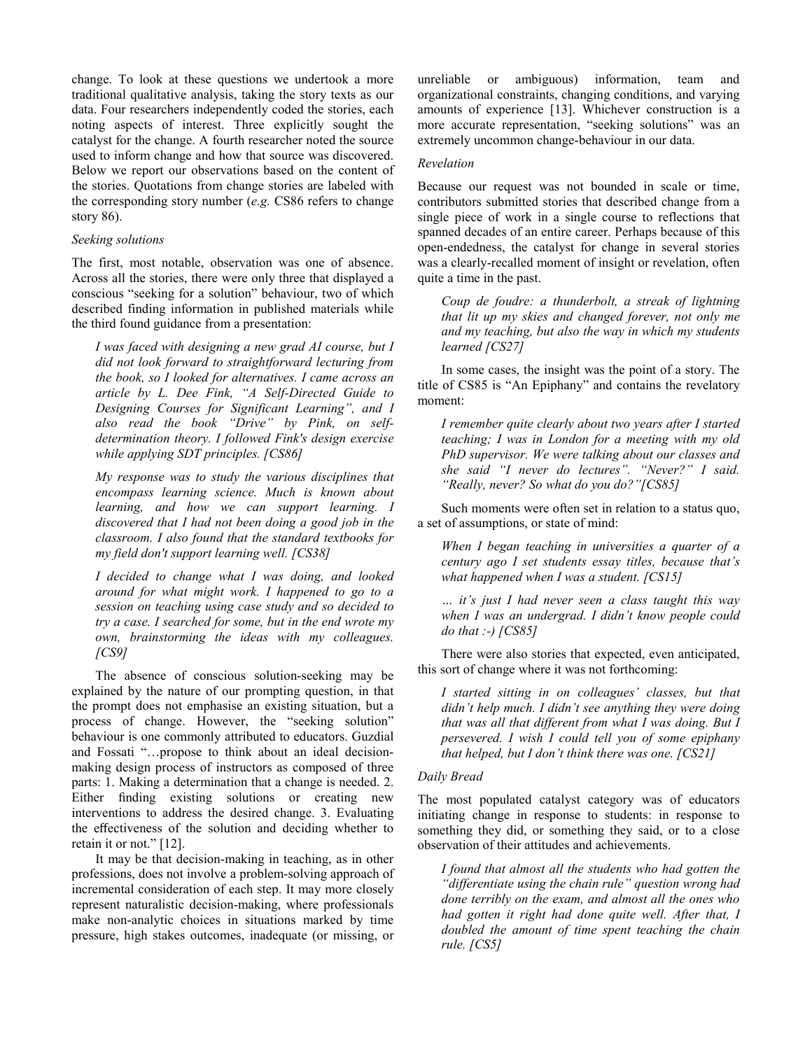change. To look at these questions we undertook a more traditional qualitative analysis, taking the story texts as our data. Four researchers independently coded the stories, each noting aspects of interest. Three explicitly sought the catalyst for the change. A fourth researcher noted the source used to inform change and how that source was discovered. Below we report our observations based on the content of the stories. Quotations from change stories are labeled with the corresponding story number (*e.g.* CS86 refers to change story 86).

*Seeking solutions*

The first, most notable, observation was one of absence. Across all the stories, there were only three that displayed a conscious "seeking for a solution" behaviour, two of which described finding information in published materials while the third found guidance from a presentation:

> *I was faced with designing a new grad AI course, but I did not look forward to straightforward lecturing from the book, so I looked for alternatives. I came across an article by L. Dee Fink, "A Self-Directed Guide to Designing Courses for Significant Learning", and I also read the book "Drive" by Pink, on self-determination theory. I followed Fink's design exercise while applying SDT principles. [CS86]*

> *My response was to study the various disciplines that encompass learning science. Much is known about learning, and how we can support learning. I discovered that I had not been doing a good job in the classroom. I also found that the standard textbooks for my field don't support learning well. [CS38]*

> *I decided to change what I was doing, and looked around for what might work. I happened to go to a session on teaching using case study and so decided to try a case. I searched for some, but in the end wrote my own, brainstorming the ideas with my colleagues. [CS9]*

The absence of conscious solution-seeking may be explained by the nature of our prompting question, in that the prompt does not emphasise an existing situation, but a process of change. However, the "seeking solution" behaviour is one commonly attributed to educators. Guzdial and Fossati "…propose to think about an ideal decision-making design process of instructors as composed of three parts: 1. Making a determination that a change is needed. 2. Either finding existing solutions or creating new interventions to address the desired change. 3. Evaluating the effectiveness of the solution and deciding whether to retain it or not." [12].

It may be that decision-making in teaching, as in other professions, does not involve a problem-solving approach of incremental consideration of each step. It may more closely represent naturalistic decision-making, where professionals make non-analytic choices in situations marked by time pressure, high stakes outcomes, inadequate (or missing, or unreliable or ambiguous) information, team and organizational constraints, changing conditions, and varying amounts of experience [13]. Whichever construction is a more accurate representation, "seeking solutions" was an extremely uncommon change-behaviour in our data.

*Revelation*

Because our request was not bounded in scale or time, contributors submitted stories that described change from a single piece of work in a single course to reflections that spanned decades of an entire career. Perhaps because of this open-endedness, the catalyst for change in several stories was a clearly-recalled moment of insight or revelation, often quite a time in the past.

> *Coup de foudre: a thunderbolt, a streak of lightning that lit up my skies and changed forever, not only me and my teaching, but also the way in which my students learned [CS27]*

In some cases, the insight was the point of a story. The title of CS85 is "An Epiphany" and contains the revelatory moment:

> *I remember quite clearly about two years after I started teaching; I was in London for a meeting with my old PhD supervisor. We were talking about our classes and she said "I never do lectures". "Never?" I said. "Really, never? So what do you do?"[CS85]*

Such moments were often set in relation to a status quo, a set of assumptions, or state of mind:

> *When I began teaching in universities a quarter of a century ago I set students essay titles, because that's what happened when I was a student. [CS15]*

> *… it's just I had never seen a class taught this way when I was an undergrad. I didn't know people could do that :-) [CS85]*

There were also stories that expected, even anticipated, this sort of change where it was not forthcoming:

> *I started sitting in on colleagues' classes, but that didn't help much. I didn't see anything they were doing that was all that different from what I was doing. But I persevered. I wish I could tell you of some epiphany that helped, but I don't think there was one. [CS21]*

*Daily Bread*

The most populated catalyst category was of educators initiating change in response to students: in response to something they did, or something they said, or to a close observation of their attitudes and achievements.

> *I found that almost all the students who had gotten the "differentiate using the chain rule" question wrong had done terribly on the exam, and almost all the ones who had gotten it right had done quite well. After that, I doubled the amount of time spent teaching the chain rule. [CS5]*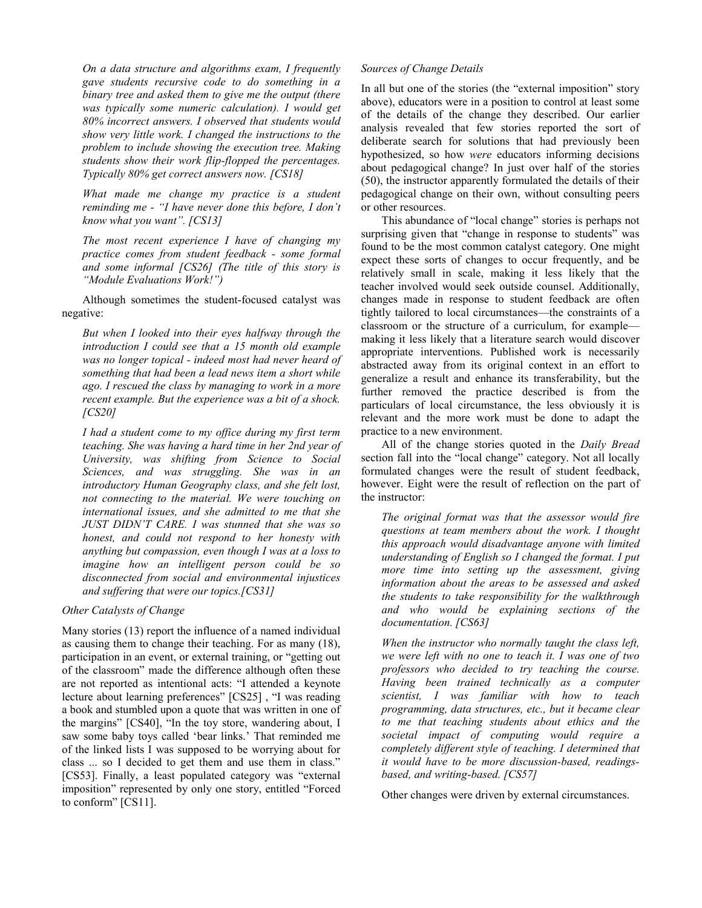*On a data structure and algorithms exam, I frequently gave students recursive code to do something in a binary tree and asked them to give me the output (there was typically some numeric calculation). I would get 80% incorrect answers. I observed that students would show very little work. I changed the instructions to the problem to include showing the execution tree. Making students show their work flip-flopped the percentages. Typically 80% get correct answers now. [CS18]*

*What made me change my practice is a student reminding me - "I have never done this before, I don't know what you want". [CS13]*

*The most recent experience I have of changing my practice comes from student feedback - some formal and some informal [CS26] (The title of this story is "Module Evaluations Work!")*

Although sometimes the student-focused catalyst was negative:

*But when I looked into their eyes halfway through the introduction I could see that a 15 month old example was no longer topical - indeed most had never heard of something that had been a lead news item a short while ago. I rescued the class by managing to work in a more recent example. But the experience was a bit of a shock. [CS20]*

*I had a student come to my office during my first term teaching. She was having a hard time in her 2nd year of University, was shifting from Science to Social Sciences, and was struggling. She was in an introductory Human Geography class, and she felt lost, not connecting to the material. We were touching on international issues, and she admitted to me that she JUST DIDN'T CARE. I was stunned that she was so honest, and could not respond to her honesty with anything but compassion, even though I was at a loss to imagine how an intelligent person could be so disconnected from social and environmental injustices and suffering that were our topics.[CS31]*

*Other Catalysts of Change*

Many stories (13) report the influence of a named individual as causing them to change their teaching. For as many (18), participation in an event, or external training, or "getting out of the classroom" made the difference although often these are not reported as intentional acts: "I attended a keynote lecture about learning preferences" [CS25] , "I was reading a book and stumbled upon a quote that was written in one of the margins" [CS40], "In the toy store, wandering about, I saw some baby toys called 'bear links.' That reminded me of the linked lists I was supposed to be worrying about for class ... so I decided to get them and use them in class." [CS53]. Finally, a least populated category was "external imposition" represented by only one story, entitled "Forced to conform" [CS11].

*Sources of Change Details*

In all but one of the stories (the "external imposition" story above), educators were in a position to control at least some of the details of the change they described. Our earlier analysis revealed that few stories reported the sort of deliberate search for solutions that had previously been hypothesized, so how *were* educators informing decisions about pedagogical change? In just over half of the stories (50), the instructor apparently formulated the details of their pedagogical change on their own, without consulting peers or other resources.

This abundance of "local change" stories is perhaps not surprising given that "change in response to students" was found to be the most common catalyst category. One might expect these sorts of changes to occur frequently, and be relatively small in scale, making it less likely that the teacher involved would seek outside counsel. Additionally, changes made in response to student feedback are often tightly tailored to local circumstances—the constraints of a classroom or the structure of a curriculum, for example—making it less likely that a literature search would discover appropriate interventions. Published work is necessarily abstracted away from its original context in an effort to generalize a result and enhance its transferability, but the further removed the practice described is from the particulars of local circumstance, the less obviously it is relevant and the more work must be done to adapt the practice to a new environment.

All of the change stories quoted in the *Daily Bread* section fall into the "local change" category. Not all locally formulated changes were the result of student feedback, however. Eight were the result of reflection on the part of the instructor:

*The original format was that the assessor would fire questions at team members about the work. I thought this approach would disadvantage anyone with limited understanding of English so I changed the format. I put more time into setting up the assessment, giving information about the areas to be assessed and asked the students to take responsibility for the walkthrough and who would be explaining sections of the documentation. [CS63]*

*When the instructor who normally taught the class left, we were left with no one to teach it. I was one of two professors who decided to try teaching the course. Having been trained technically as a computer scientist, I was familiar with how to teach programming, data structures, etc., but it became clear to me that teaching students about ethics and the societal impact of computing would require a completely different style of teaching. I determined that it would have to be more discussion-based, readings-based, and writing-based. [CS57]*

Other changes were driven by external circumstances.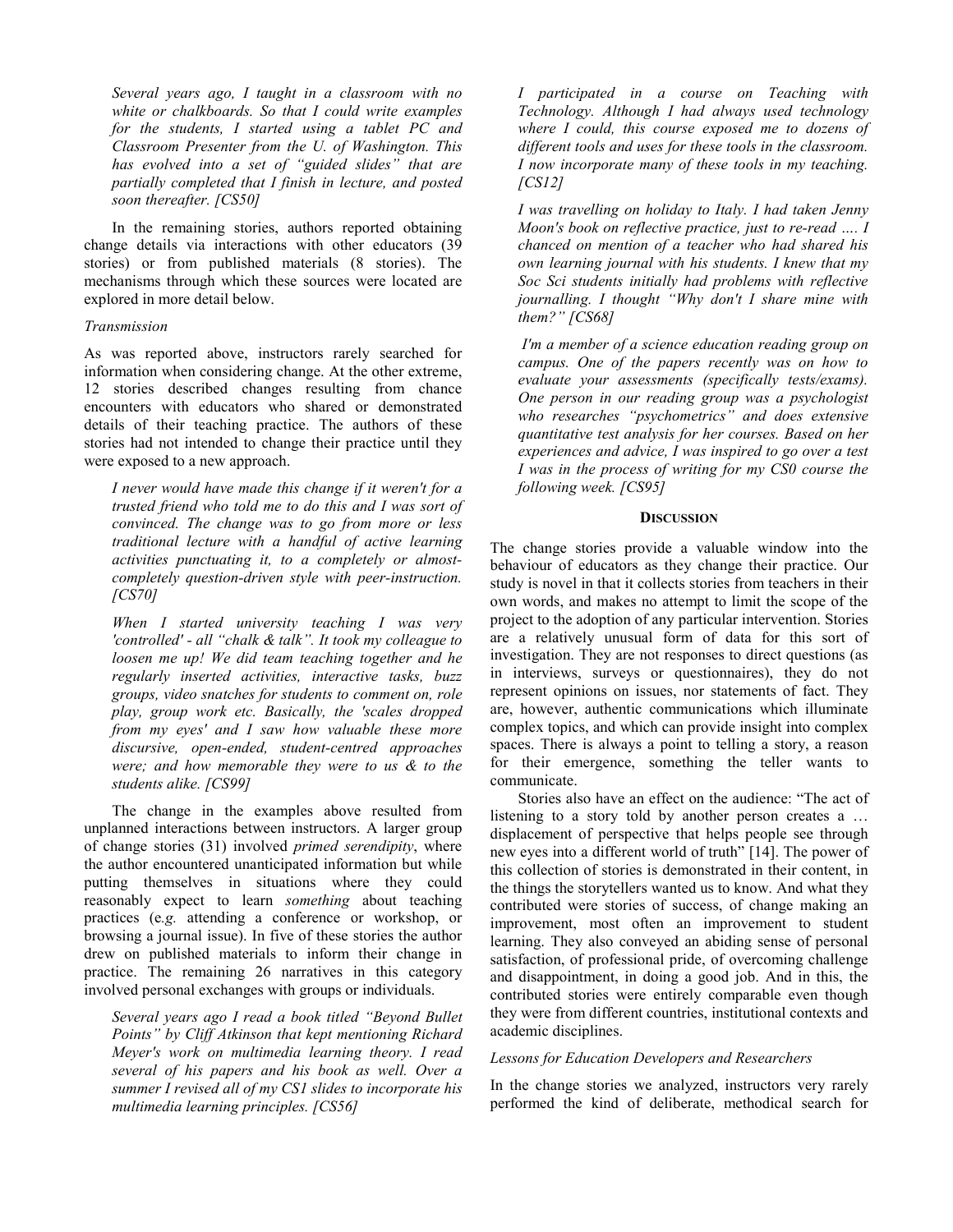*Several years ago, I taught in a classroom with no white or chalkboards. So that I could write examples for the students, I started using a tablet PC and Classroom Presenter from the U. of Washington. This has evolved into a set of "guided slides" that are partially completed that I finish in lecture, and posted soon thereafter. [CS50]*

In the remaining stories, authors reported obtaining change details via interactions with other educators (39 stories) or from published materials (8 stories). The mechanisms through which these sources were located are explored in more detail below.

*Transmission*

As was reported above, instructors rarely searched for information when considering change. At the other extreme, 12 stories described changes resulting from chance encounters with educators who shared or demonstrated details of their teaching practice. The authors of these stories had not intended to change their practice until they were exposed to a new approach.

*I never would have made this change if it weren't for a trusted friend who told me to do this and I was sort of convinced. The change was to go from more or less traditional lecture with a handful of active learning activities punctuating it, to a completely or almost-completely question-driven style with peer-instruction. [CS70]*

*When I started university teaching I was very 'controlled' - all "chalk & talk". It took my colleague to loosen me up! We did team teaching together and he regularly inserted activities, interactive tasks, buzz groups, video snatches for students to comment on, role play, group work etc. Basically, the 'scales dropped from my eyes' and I saw how valuable these more discursive, open-ended, student-centred approaches were; and how memorable they were to us & to the students alike. [CS99]*

The change in the examples above resulted from unplanned interactions between instructors. A larger group of change stories (31) involved *primed serendipity*, where the author encountered unanticipated information but while putting themselves in situations where they could reasonably expect to learn *something* about teaching practices (e.*g.* attending a conference or workshop, or browsing a journal issue). In five of these stories the author drew on published materials to inform their change in practice. The remaining 26 narratives in this category involved personal exchanges with groups or individuals.

*Several years ago I read a book titled "Beyond Bullet Points" by Cliff Atkinson that kept mentioning Richard Meyer's work on multimedia learning theory. I read several of his papers and his book as well. Over a summer I revised all of my CS1 slides to incorporate his multimedia learning principles. [CS56]*

*I participated in a course on Teaching with Technology. Although I had always used technology where I could, this course exposed me to dozens of different tools and uses for these tools in the classroom. I now incorporate many of these tools in my teaching. [CS12]*

*I was travelling on holiday to Italy. I had taken Jenny Moon's book on reflective practice, just to re-read …. I chanced on mention of a teacher who had shared his own learning journal with his students. I knew that my Soc Sci students initially had problems with reflective journalling. I thought "Why don't I share mine with them?" [CS68]*

*I'm a member of a science education reading group on campus. One of the papers recently was on how to evaluate your assessments (specifically tests/exams). One person in our reading group was a psychologist who researches "psychometrics" and does extensive quantitative test analysis for her courses. Based on her experiences and advice, I was inspired to go over a test I was in the process of writing for my CS0 course the following week. [CS95]*

## DISCUSSION

The change stories provide a valuable window into the behaviour of educators as they change their practice. Our study is novel in that it collects stories from teachers in their own words, and makes no attempt to limit the scope of the project to the adoption of any particular intervention. Stories are a relatively unusual form of data for this sort of investigation. They are not responses to direct questions (as in interviews, surveys or questionnaires), they do not represent opinions on issues, nor statements of fact. They are, however, authentic communications which illuminate complex topics, and which can provide insight into complex spaces. There is always a point to telling a story, a reason for their emergence, something the teller wants to communicate.

Stories also have an effect on the audience: "The act of listening to a story told by another person creates a … displacement of perspective that helps people see through new eyes into a different world of truth" [14]. The power of this collection of stories is demonstrated in their content, in the things the storytellers wanted us to know. And what they contributed were stories of success, of change making an improvement, most often an improvement to student learning. They also conveyed an abiding sense of personal satisfaction, of professional pride, of overcoming challenge and disappointment, in doing a good job. And in this, the contributed stories were entirely comparable even though they were from different countries, institutional contexts and academic disciplines.

*Lessons for Education Developers and Researchers*

In the change stories we analyzed, instructors very rarely performed the kind of deliberate, methodical search for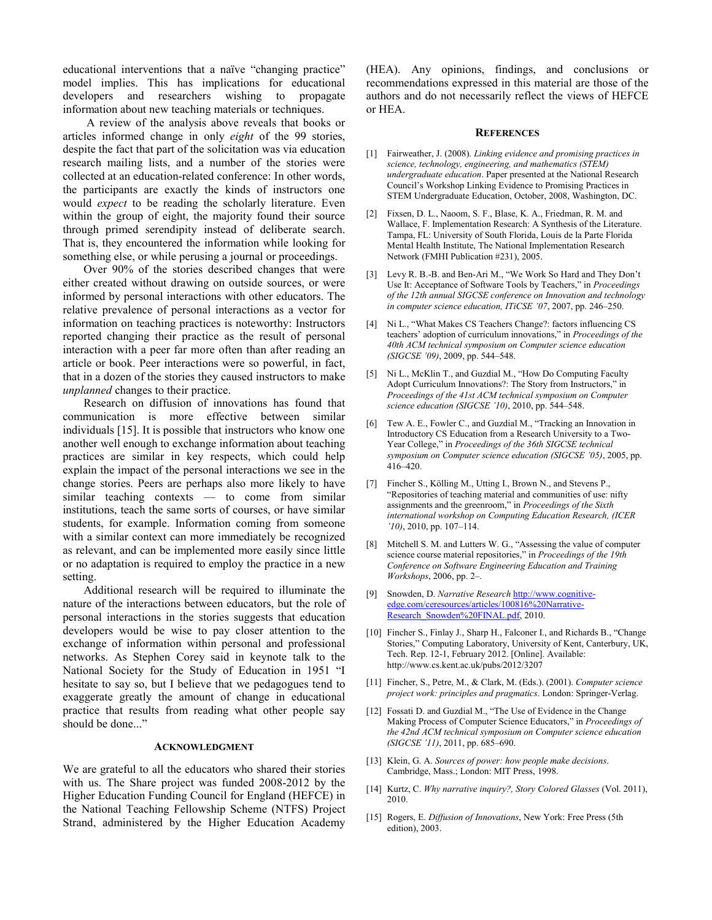educational interventions that a naïve "changing practice" model implies. This has implications for educational developers and researchers wishing to propagate information about new teaching materials or techniques.

A review of the analysis above reveals that books or articles informed change in only *eight* of the 99 stories, despite the fact that part of the solicitation was via education research mailing lists, and a number of the stories were collected at an education-related conference: In other words, the participants are exactly the kinds of instructors one would *expect* to be reading the scholarly literature. Even within the group of eight, the majority found their source through primed serendipity instead of deliberate search. That is, they encountered the information while looking for something else, or while perusing a journal or proceedings.

Over 90% of the stories described changes that were either created without drawing on outside sources, or were informed by personal interactions with other educators. The relative prevalence of personal interactions as a vector for information on teaching practices is noteworthy: Instructors reported changing their practice as the result of personal interaction with a peer far more often than after reading an article or book. Peer interactions were so powerful, in fact, that in a dozen of the stories they caused instructors to make *unplanned* changes to their practice.

Research on diffusion of innovations has found that communication is more effective between similar individuals [15]. It is possible that instructors who know one another well enough to exchange information about teaching practices are similar in key respects, which could help explain the impact of the personal interactions we see in the change stories. Peers are perhaps also more likely to have similar teaching contexts — to come from similar institutions, teach the same sorts of courses, or have similar students, for example. Information coming from someone with a similar context can more immediately be recognized as relevant, and can be implemented more easily since little or no adaptation is required to employ the practice in a new setting.

Additional research will be required to illuminate the nature of the interactions between educators, but the role of personal interactions in the stories suggests that education developers would be wise to pay closer attention to the exchange of information within personal and professional networks. As Stephen Corey said in keynote talk to the National Society for the Study of Education in 1951 "I hesitate to say so, but I believe that we pedagogues tend to exaggerate greatly the amount of change in educational practice that results from reading what other people say should be done..."

## Acknowledgment

We are grateful to all the educators who shared their stories with us. The Share project was funded 2008-2012 by the Higher Education Funding Council for England (HEFCE) in the National Teaching Fellowship Scheme (NTFS) Project Strand, administered by the Higher Education Academy (HEA). Any opinions, findings, and conclusions or recommendations expressed in this material are those of the authors and do not necessarily reflect the views of HEFCE or HEA.

## References

[1] Fairweather, J. (2008). *Linking evidence and promising practices in science, technology, engineering, and mathematics (STEM) undergraduate education*. Paper presented at the National Research Council's Workshop Linking Evidence to Promising Practices in STEM Undergraduate Education, October, 2008, Washington, DC.

[2] Fixsen, D. L., Naoom, S. F., Blase, K. A., Friedman, R. M. and Wallace, F. Implementation Research: A Synthesis of the Literature. Tampa, FL: University of South Florida, Louis de la Parte Florida Mental Health Institute, The National Implementation Research Network (FMHI Publication #231), 2005.

[3] Levy R. B.-B. and Ben-Ari M., "We Work So Hard and They Don't Use It: Acceptance of Software Tools by Teachers," in *Proceedings of the 12th annual SIGCSE conference on Innovation and technology in computer science education, ITiCSE '07*, 2007, pp. 246–250.

[4] Ni L., "What Makes CS Teachers Change?: factors influencing CS teachers' adoption of curriculum innovations," in *Proceedings of the 40th ACM technical symposium on Computer science education (SIGCSE '09)*, 2009, pp. 544–548.

[5] Ni L., McKlin T., and Guzdial M., "How Do Computing Faculty Adopt Curriculum Innovations?: The Story from Instructors," in *Proceedings of the 41st ACM technical symposium on Computer science education (SIGCSE '10)*, 2010, pp. 544–548.

[6] Tew A. E., Fowler C., and Guzdial M., "Tracking an Innovation in Introductory CS Education from a Research University to a Two-Year College," in *Proceedings of the 36th SIGCSE technical symposium on Computer science education (SIGCSE '05)*, 2005, pp. 416–420.

[7] Fincher S., Kölling M., Utting I., Brown N., and Stevens P., "Repositories of teaching material and communities of use: nifty assignments and the greenroom," in *Proceedings of the Sixth international workshop on Computing Education Research, (ICER '10)*, 2010, pp. 107–114.

[8] Mitchell S. M. and Lutters W. G., "Assessing the value of computer science course material repositories," in *Proceedings of the 19th Conference on Software Engineering Education and Training Workshops*, 2006, pp. 2–.

[9] Snowden, D. *Narrative Research* http://www.cognitive-edge.com/ceresources/articles/100816%20Narrative-Research_Snowden%20FINAL.pdf, 2010.

[10] Fincher S., Finlay J., Sharp H., Falconer I., and Richards B., "Change Stories," Computing Laboratory, University of Kent, Canterbury, UK, Tech. Rep. 12-1, February 2012. [Online]. Available: http://www.cs.kent.ac.uk/pubs/2012/3207

[11] Fincher, S., Petre, M., & Clark, M. (Eds.). (2001). *Computer science project work: principles and pragmatics*. London: Springer-Verlag.

[12] Fossati D. and Guzdial M., "The Use of Evidence in the Change Making Process of Computer Science Educators," in *Proceedings of the 42nd ACM technical symposium on Computer science education (SIGCSE '11)*, 2011, pp. 685–690.

[13] Klein, G. A. *Sources of power: how people make decisions*. Cambridge, Mass.; London: MIT Press, 1998.

[14] Kurtz, C. *Why narrative inquiry?, Story Colored Glasses* (Vol. 2011), 2010.

[15] Rogers, E. *Diffusion of Innovations*, New York: Free Press (5th edition), 2003.